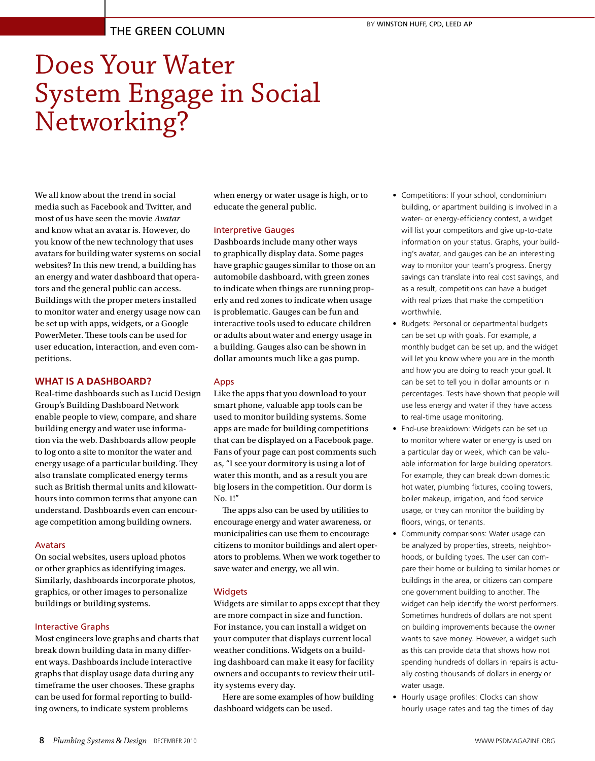THE GREEN COLUMN

BY **WINSTON HUFF, CPD, LEED AP**

# Does Your Water System Engage in Social Networking?

We all know about the trend in social media such as Facebook and Twitter, and most of us have seen the movie *Avatar* and know what an avatar is. However, do you know of the new technology that uses avatars for building water systems on social websites? In this new trend, a building has an energy and water dashboard that operators and the general public can access. Buildings with the proper meters installed to monitor water and energy usage now can be set up with apps, widgets, or a Google PowerMeter. These tools can be used for user education, interaction, and even competitions.

## WHAT IS A DASHBOARD?

Real-time dashboards such as Lucid Design Group's Building Dashboard Network enable people to view, compare, and share building energy and water use information via the web. Dashboards allow people to log onto a site to monitor the water and energy usage of a particular building. They also translate complicated energy terms such as British thermal units and kilowatt-hours into common terms that anyone can understand. Dashboards even can encourage competition among building owners.

### Avatars

On social websites, users upload photos or other graphics as identifying images. Similarly, dashboards incorporate photos, graphics, or other images to personalize buildings or building systems.

### Interactive Graphs

Most engineers love graphs and charts that break down building data in many different ways. Dashboards include interactive graphs that display usage data during any timeframe the user chooses. These graphs can be used for formal reporting to building owners, to indicate system problems when energy or water usage is high, or to educate the general public.

### Interpretive Gauges

Dashboards include many other ways to graphically display data. Some pages have graphic gauges similar to those on an automobile dashboard, with green zones to indicate when things are running properly and red zones to indicate when usage is problematic. Gauges can be fun and interactive tools used to educate children or adults about water and energy usage in a building. Gauges also can be shown in dollar amounts much like a gas pump.

### Apps

Like the apps that you download to your smart phone, valuable app tools can be used to monitor building systems. Some apps are made for building competitions that can be displayed on a Facebook page. Fans of your page can post comments such as, "I see your dormitory is using a lot of water this month, and as a result you are big losers in the competition. Our dorm is No. 1!"

The apps also can be used by utilities to encourage energy and water awareness, or municipalities can use them to encourage citizens to monitor buildings and alert operators to problems. When we work together to save water and energy, we all win.

### Widgets

Widgets are similar to apps except that they are more compact in size and function. For instance, you can install a widget on your computer that displays current local weather conditions. Widgets on a building dashboard can make it easy for facility owners and occupants to review their utility systems every day.

Here are some examples of how building dashboard widgets can be used.

- Competitions: If your school, condominium building, or apartment building is involved in a water- or energy-efficiency contest, a widget will list your competitors and give up-to-date information on your status. Graphs, your building's avatar, and gauges can be an interesting way to monitor your team's progress. Energy savings can translate into real cost savings, and as a result, competitions can have a budget with real prizes that make the competition worthwhile.
- Budgets: Personal or departmental budgets can be set up with goals. For example, a monthly budget can be set up, and the widget will let you know where you are in the month and how you are doing to reach your goal. It can be set to tell you in dollar amounts or in percentages. Tests have shown that people will use less energy and water if they have access to real-time usage monitoring.
- End-use breakdown: Widgets can be set up to monitor where water or energy is used on a particular day or week, which can be valuable information for large building operators. For example, they can break down domestic hot water, plumbing fixtures, cooling towers, boiler makeup, irrigation, and food service usage, or they can monitor the building by floors, wings, or tenants.
- Community comparisons: Water usage can be analyzed by properties, streets, neighborhoods, or building types. The user can compare their home or building to similar homes or buildings in the area, or citizens can compare one government building to another. The widget can help identify the worst performers. Sometimes hundreds of dollars are not spent on building improvements because the owner wants to save money. However, a widget such as this can provide data that shows how not spending hundreds of dollars in repairs is actually costing thousands of dollars in energy or water usage.
- Hourly usage profiles: Clocks can show hourly usage rates and tag the times of day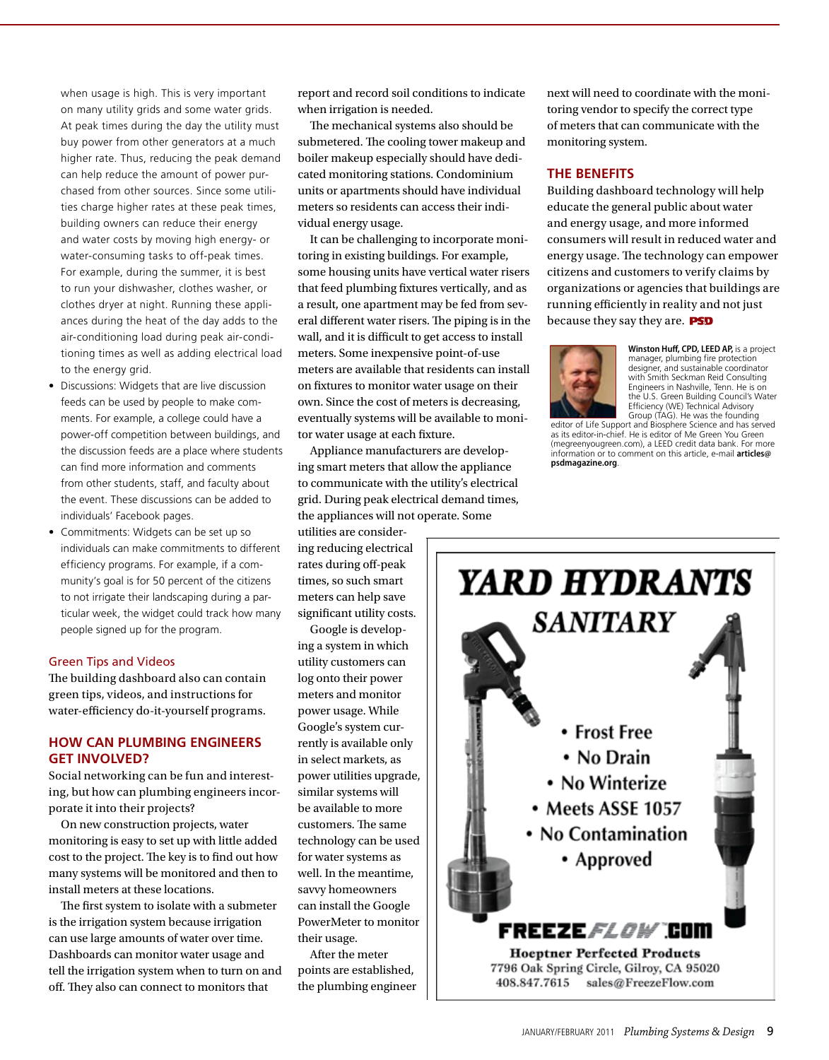when usage is high. This is very important on many utility grids and some water grids. At peak times during the day the utility must buy power from other generators at a much higher rate. Thus, reducing the peak demand can help reduce the amount of power purchased from other sources. Since some utilities charge higher rates at these peak times, building owners can reduce their energy and water costs by moving high energy- or water-consuming tasks to off-peak times. For example, during the summer, it is best to run your dishwasher, clothes washer, or clothes dryer at night. Running these appliances during the heat of the day adds to the air-conditioning load during peak air-conditioning times as well as adding electrical load to the energy grid.

- Discussions: Widgets that are live discussion feeds can be used by people to make comments. For example, a college could have a power-off competition between buildings, and the discussion feeds are a place where students can find more information and comments from other students, staff, and faculty about the event. These discussions can be added to individuals' Facebook pages.
- Commitments: Widgets can be set up so individuals can make commitments to different efficiency programs. For example, if a community's goal is for 50 percent of the citizens to not irrigate their landscaping during a particular week, the widget could track how many people signed up for the program.

### Green Tips and Videos

The building dashboard also can contain green tips, videos, and instructions for water-efficiency do-it-yourself programs.

## HOW CAN PLUMBING ENGINEERS GET INVOLVED?

Social networking can be fun and interesting, but how can plumbing engineers incorporate it into their projects?

On new construction projects, water monitoring is easy to set up with little added cost to the project. The key is to find out how many systems will be monitored and then to install meters at these locations.

The first system to isolate with a submeter is the irrigation system because irrigation can use large amounts of water over time. Dashboards can monitor water usage and tell the irrigation system when to turn on and off. They also can connect to monitors that report and record soil conditions to indicate when irrigation is needed.

The mechanical systems also should be submetered. The cooling tower makeup and boiler makeup especially should have dedicated monitoring stations. Condominium units or apartments should have individual meters so residents can access their individual energy usage.

It can be challenging to incorporate monitoring in existing buildings. For example, some housing units have vertical water risers that feed plumbing fixtures vertically, and as a result, one apartment may be fed from several different water risers. The piping is in the wall, and it is difficult to get access to install meters. Some inexpensive point-of-use meters are available that residents can install on fixtures to monitor water usage on their own. Since the cost of meters is decreasing, eventually systems will be available to monitor water usage at each fixture.

Appliance manufacturers are developing smart meters that allow the appliance to communicate with the utility's electrical grid. During peak electrical demand times, the appliances will not operate. Some utilities are considering reducing electrical rates during off-peak times, so such smart meters can help save significant utility costs.

Google is developing a system in which utility customers can log onto their power meters and monitor power usage. While Google's system currently is available only in select markets, as power utilities upgrade, similar systems will be available to more customers. The same technology can be used for water systems as well. In the meantime, savvy homeowners can install the Google PowerMeter to monitor their usage.

After the meter points are established, the plumbing engineer next will need to coordinate with the monitoring vendor to specify the correct type of meters that can communicate with the monitoring system.

## THE BENEFITS

Building dashboard technology will help educate the general public about water and energy usage, and more informed consumers will result in reduced water and energy usage. The technology can empower citizens and customers to verify claims by organizations or agencies that buildings are running efficiently in reality and not just because they say they are. **PSD**

**Winston Huff, CPD, LEED AP,** is a project manager, plumbing fire protection designer, and sustainable coordinator with Smith Seckman Reid Consulting Engineers in Nashville, Tenn. He is on the U.S. Green Building Council's Water Efficiency (WE) Technical Advisory Group (TAG). He was the founding editor of Life Support and Biosphere Science and has served as its editor-in-chief. He is editor of Me Green You Green (megreenyougreen.com), a LEED credit data bank. For more information or to comment on this article, e-mail **articles@psdmagazine.org**.

YARD HYDRANTS
SANITARY

- Frost Free
- No Drain
- No Winterize
- Meets ASSE 1057
- No Contamination
- Approved

FREEZEFLOW.com
Hoeptner Perfected Products
7796 Oak Spring Circle, Gilroy, CA 95020
408.847.7615 sales@FreezeFlow.com